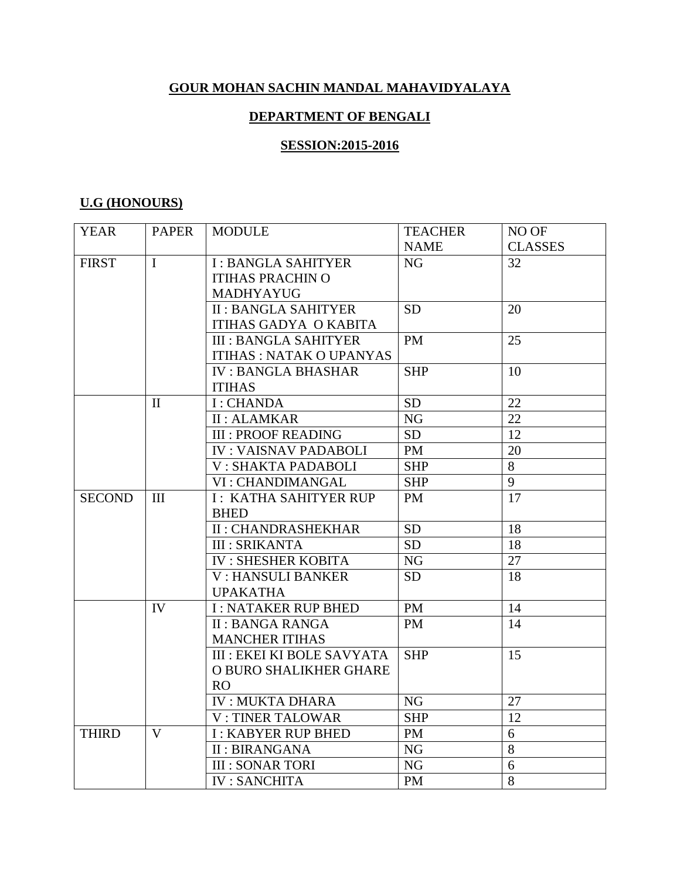# GOUR MOHAN SACHIN MANDAL MAHAVIDYALAYA

## DEPARTMENT OF BENGALI

### SESSION:2015-2016

**U.G (HONOURS)**

| YEAR | PAPER | MODULE | TEACHER NAME | NO OF CLASSES |
|---|---|---|---|---|
| FIRST | I | I : BANGLA SAHITYER ITIHAS PRACHIN O MADHYAYUG | NG | 32 |
| | | II : BANGLA SAHITYER ITIHAS GADYA O KABITA | SD | 20 |
| | | III : BANGLA SAHITYER ITIHAS : NATAK O UPANYAS | PM | 25 |
| | | IV : BANGLA BHASHAR ITIHAS | SHP | 10 |
| | II | I : CHANDA | SD | 22 |
| | | II : ALAMKAR | NG | 22 |
| | | III : PROOF READING | SD | 12 |
| | | IV : VAISNAV PADABOLI | PM | 20 |
| | | V : SHAKTA PADABOLI | SHP | 8 |
| | | VI : CHANDIMANGAL | SHP | 9 |
| SECOND | III | I : KATHA SAHITYER RUP BHED | PM | 17 |
| | | II : CHANDRASHEKHAR | SD | 18 |
| | | III : SRIKANTA | SD | 18 |
| | | IV : SHESHER KOBITA | NG | 27 |
| | | V : HANSULI BANKER UPAKATHA | SD | 18 |
| | IV | I : NATAKER RUP BHED | PM | 14 |
| | | II : BANGA RANGA MANCHER ITIHAS | PM | 14 |
| | | III : EKEI KI BOLE SAVYATA O BURO SHALIKHER GHARE RO | SHP | 15 |
| | | IV : MUKTA DHARA | NG | 27 |
| | | V : TINER TALOWAR | SHP | 12 |
| THIRD | V | I : KABYER RUP BHED | PM | 6 |
| | | II : BIRANGANA | NG | 8 |
| | | III : SONAR TORI | NG | 6 |
| | | IV : SANCHITA | PM | 8 |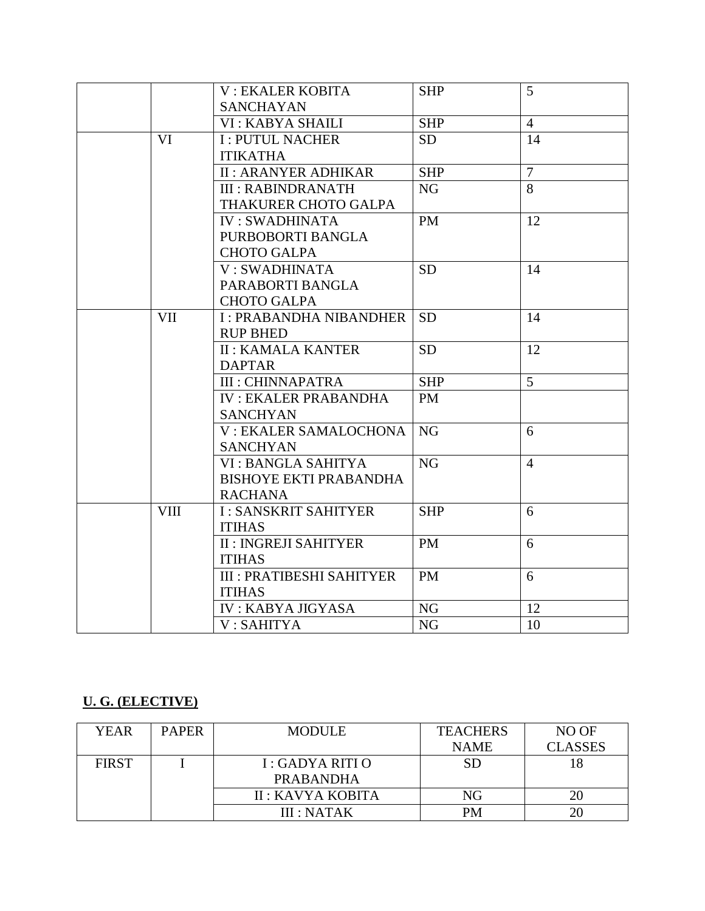| | | V : EKALER KOBITA SANCHAYAN | SHP | 5 |
|---|---|---|---|---|
| | | VI : KABYA SHAILI | SHP | 4 |
| | VI | I : PUTUL NACHER ITIKATHA | SD | 14 |
| | | II : ARANYER ADHIKAR | SHP | 7 |
| | | III : RABINDRANATH THAKURER CHOTO GALPA | NG | 8 |
| | | IV : SWADHINATA PURBOBORTI BANGLA CHOTO GALPA | PM | 12 |
| | | V : SWADHINATA PARABORTI BANGLA CHOTO GALPA | SD | 14 |
| | VII | I : PRABANDHA NIBANDHER RUP BHED | SD | 14 |
| | | II : KAMALA KANTER DAPTAR | SD | 12 |
| | | III : CHINNAPATRA | SHP | 5 |
| | | IV : EKALER PRABANDHA SANCHYAN | PM | |
| | | V : EKALER SAMALOCHONA SANCHYAN | NG | 6 |
| | | VI : BANGLA SAHITYA BISHOYE EKTI PRABANDHA RACHANA | NG | 4 |
| | VIII | I : SANSKRIT SAHITYER ITIHAS | SHP | 6 |
| | | II : INGREJI SAHITYER ITIHAS | PM | 6 |
| | | III : PRATIBESHI SAHITYER ITIHAS | PM | 6 |
| | | IV : KABYA JIGYASA | NG | 12 |
| | | V : SAHITYA | NG | 10 |

**U. G. (ELECTIVE)**

| YEAR | PAPER | MODULE | TEACHERS NAME | NO OF CLASSES |
|---|---|---|---|---|
| FIRST | I | I : GADYA RITI O PRABANDHA | SD | 18 |
| | | II : KAVYA KOBITA | NG | 20 |
| | | III : NATAK | PM | 20 |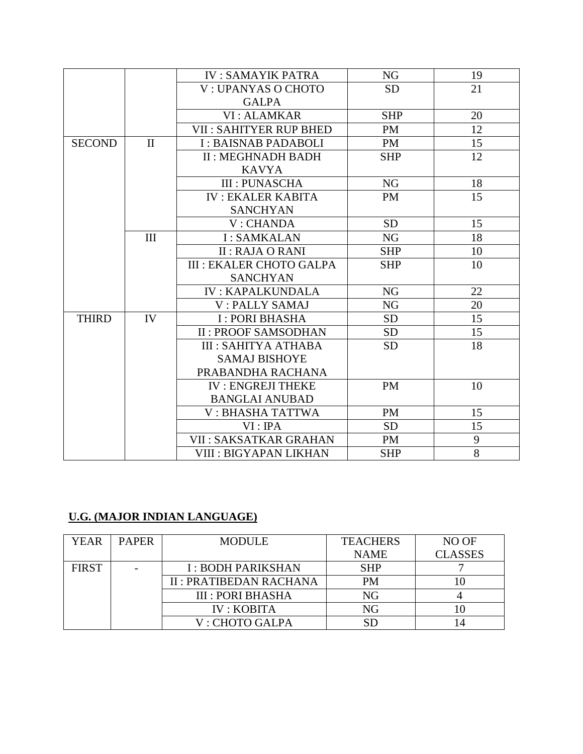| | | | | |
|---|---|---|---|---|
| | | IV : SAMAYIK PATRA | NG | 19 |
| | | V : UPANYAS O CHOTO GALPA | SD | 21 |
| | | VI : ALAMKAR | SHP | 20 |
| | | VII : SAHITYER RUP BHED | PM | 12 |
| SECOND | II | I : BAISNAB PADABOLI | PM | 15 |
| | | II : MEGHNADH BADH KAVYA | SHP | 12 |
| | | III : PUNASCHA | NG | 18 |
| | | IV : EKALER KABITA SANCHYAN | PM | 15 |
| | | V : CHANDA | SD | 15 |
| | III | I : SAMKALAN | NG | 18 |
| | | II : RAJA O RANI | SHP | 10 |
| | | III : EKALER CHOTO GALPA SANCHYAN | SHP | 10 |
| | | IV : KAPALKUNDALA | NG | 22 |
| | | V : PALLY SAMAJ | NG | 20 |
| THIRD | IV | I : PORI BHASHA | SD | 15 |
| | | II : PROOF SAMSODHAN | SD | 15 |
| | | III : SAHITYA ATHABA SAMAJ BISHOYE PRABANDHA RACHANA | SD | 18 |
| | | IV : ENGREJI THEKE BANGLAI ANUBAD | PM | 10 |
| | | V : BHASHA TATTWA | PM | 15 |
| | | VI : IPA | SD | 15 |
| | | VII : SAKSATKAR GRAHAN | PM | 9 |
| | | VIII : BIGYAPAN LIKHAN | SHP | 8 |

**U.G. (MAJOR INDIAN LANGUAGE)**

| YEAR | PAPER | MODULE | TEACHERS NAME | NO OF CLASSES |
|---|---|---|---|---|
| FIRST | - | I : BODH PARIKSHAN | SHP | 7 |
| | | II : PRATIBEDAN RACHANA | PM | 10 |
| | | III : PORI BHASHA | NG | 4 |
| | | IV : KOBITA | NG | 10 |
| | | V : CHOTO GALPA | SD | 14 |